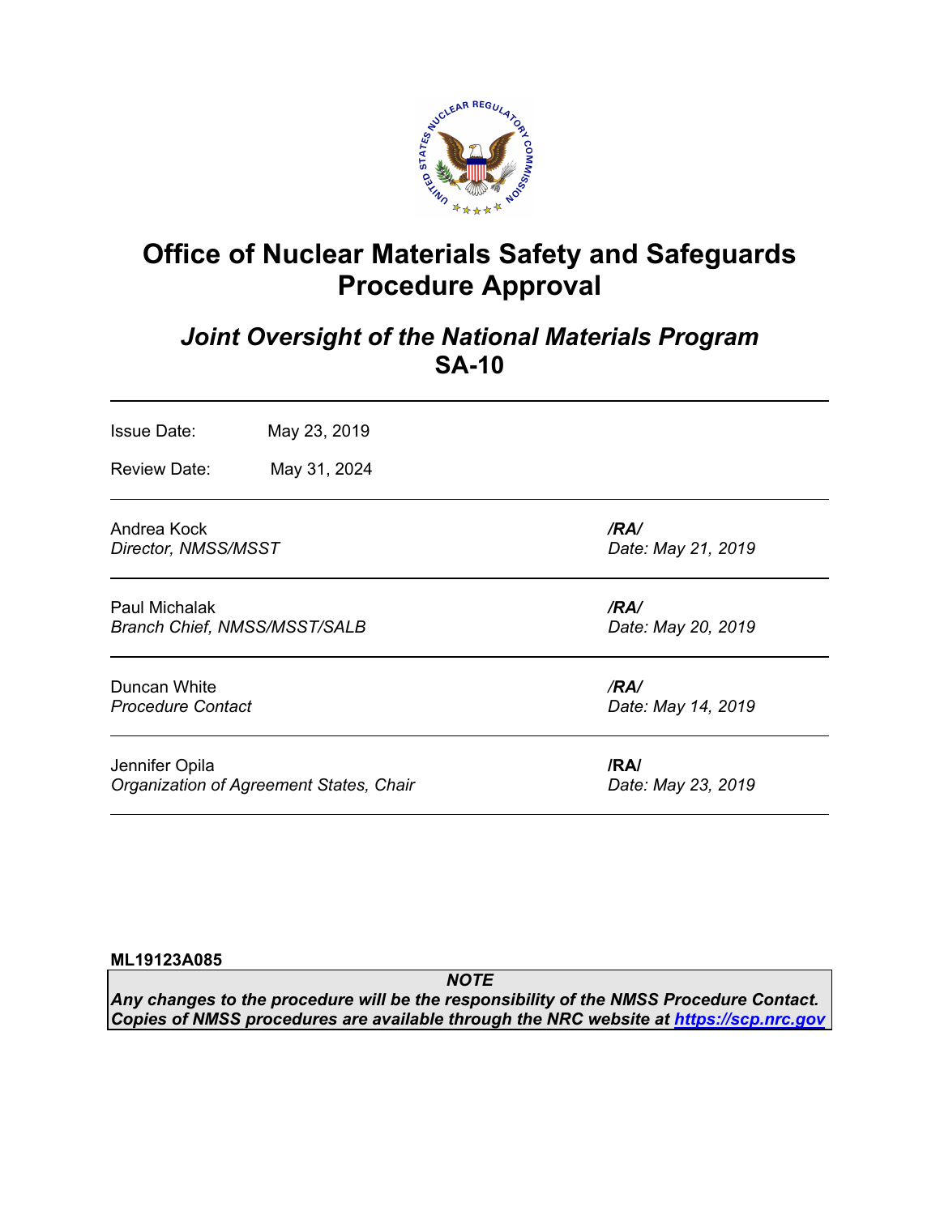# Office of Nuclear Materials Safety and Safeguards Procedure Approval

## *Joint Oversight of the National Materials Program*
## SA-10

---

| | |
|---|---|
| Issue Date: | May 23, 2019 |
| Review Date: | May 31, 2024 |

---

| | |
|---|---|
| Andrea Kock<br>*Director, NMSS/MSST* | ***/RA/***<br>*Date: May 21, 2019* |
| Paul Michalak<br>*Branch Chief, NMSS/MSST/SALB* | ***/RA/***<br>*Date: May 20, 2019* |
| Duncan White<br>*Procedure Contact* | ***/RA/***<br>*Date: May 14, 2019* |
| Jennifer Opila<br>*Organization of Agreement States, Chair* | **/RA/**<br>*Date: May 23, 2019* |

**ML19123A085**

> ***NOTE***
> ***Any changes to the procedure will be the responsibility of the NMSS Procedure Contact. Copies of NMSS procedures are available through the NRC website at [https://scp.nrc.gov](https://scp.nrc.gov)***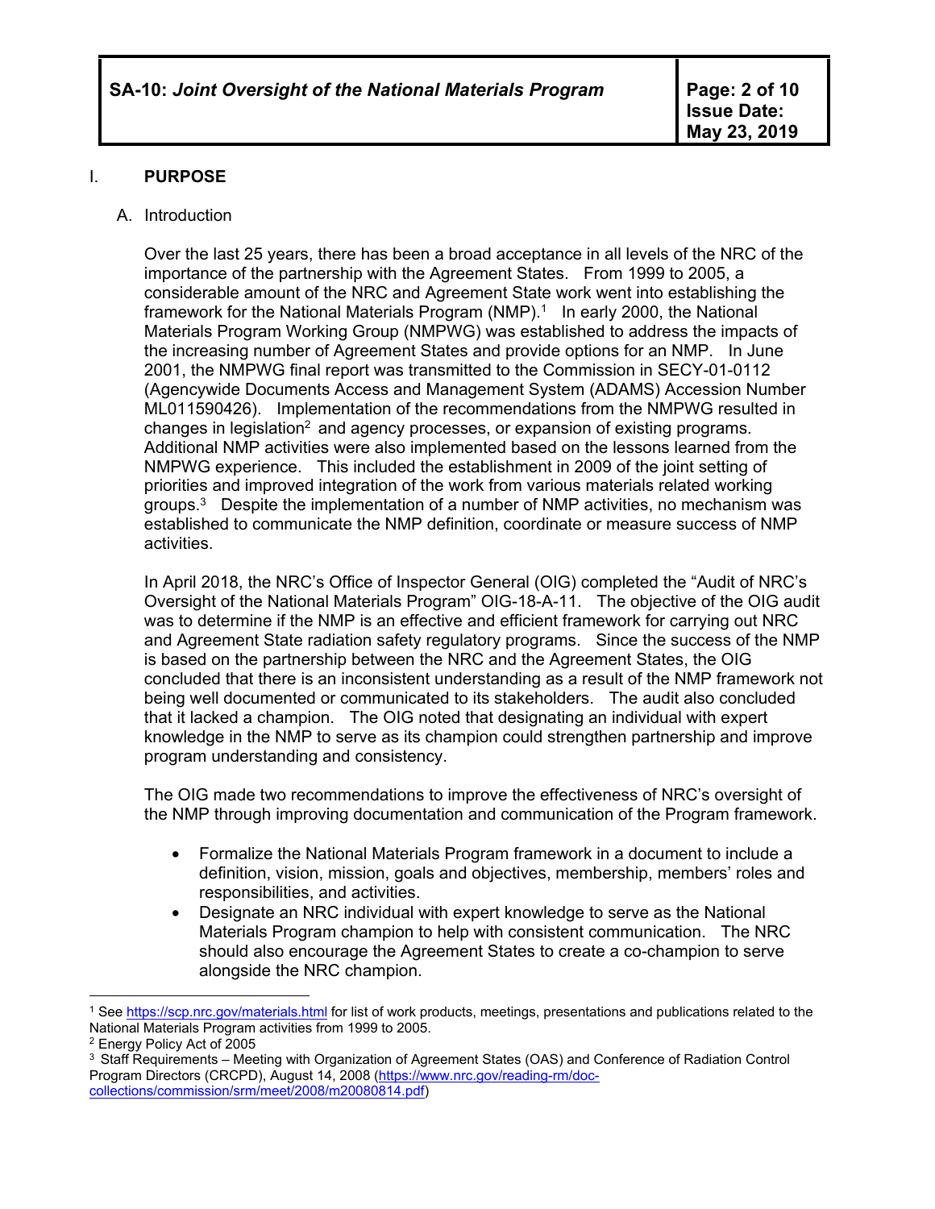## I. PURPOSE

### A. Introduction

Over the last 25 years, there has been a broad acceptance in all levels of the NRC of the importance of the partnership with the Agreement States. From 1999 to 2005, a considerable amount of the NRC and Agreement State work went into establishing the framework for the National Materials Program (NMP).[1] In early 2000, the National Materials Program Working Group (NMPWG) was established to address the impacts of the increasing number of Agreement States and provide options for an NMP. In June 2001, the NMPWG final report was transmitted to the Commission in SECY-01-0112 (Agencywide Documents Access and Management System (ADAMS) Accession Number ML011590426). Implementation of the recommendations from the NMPWG resulted in changes in legislation[2] and agency processes, or expansion of existing programs. Additional NMP activities were also implemented based on the lessons learned from the NMPWG experience. This included the establishment in 2009 of the joint setting of priorities and improved integration of the work from various materials related working groups.[3] Despite the implementation of a number of NMP activities, no mechanism was established to communicate the NMP definition, coordinate or measure success of NMP activities.

In April 2018, the NRC's Office of Inspector General (OIG) completed the "Audit of NRC's Oversight of the National Materials Program" OIG-18-A-11. The objective of the OIG audit was to determine if the NMP is an effective and efficient framework for carrying out NRC and Agreement State radiation safety regulatory programs. Since the success of the NMP is based on the partnership between the NRC and the Agreement States, the OIG concluded that there is an inconsistent understanding as a result of the NMP framework not being well documented or communicated to its stakeholders. The audit also concluded that it lacked a champion. The OIG noted that designating an individual with expert knowledge in the NMP to serve as its champion could strengthen partnership and improve program understanding and consistency.

The OIG made two recommendations to improve the effectiveness of NRC's oversight of the NMP through improving documentation and communication of the Program framework.

- Formalize the National Materials Program framework in a document to include a definition, vision, mission, goals and objectives, membership, members' roles and responsibilities, and activities.
- Designate an NRC individual with expert knowledge to serve as the National Materials Program champion to help with consistent communication. The NRC should also encourage the Agreement States to create a co-champion to serve alongside the NRC champion.

---

[1] See https://scp.nrc.gov/materials.html for list of work products, meetings, presentations and publications related to the National Materials Program activities from 1999 to 2005.

[2] Energy Policy Act of 2005

[3] Staff Requirements – Meeting with Organization of Agreement States (OAS) and Conference of Radiation Control Program Directors (CRCPD), August 14, 2008 (https://www.nrc.gov/reading-rm/doc-collections/commission/srm/meet/2008/m20080814.pdf)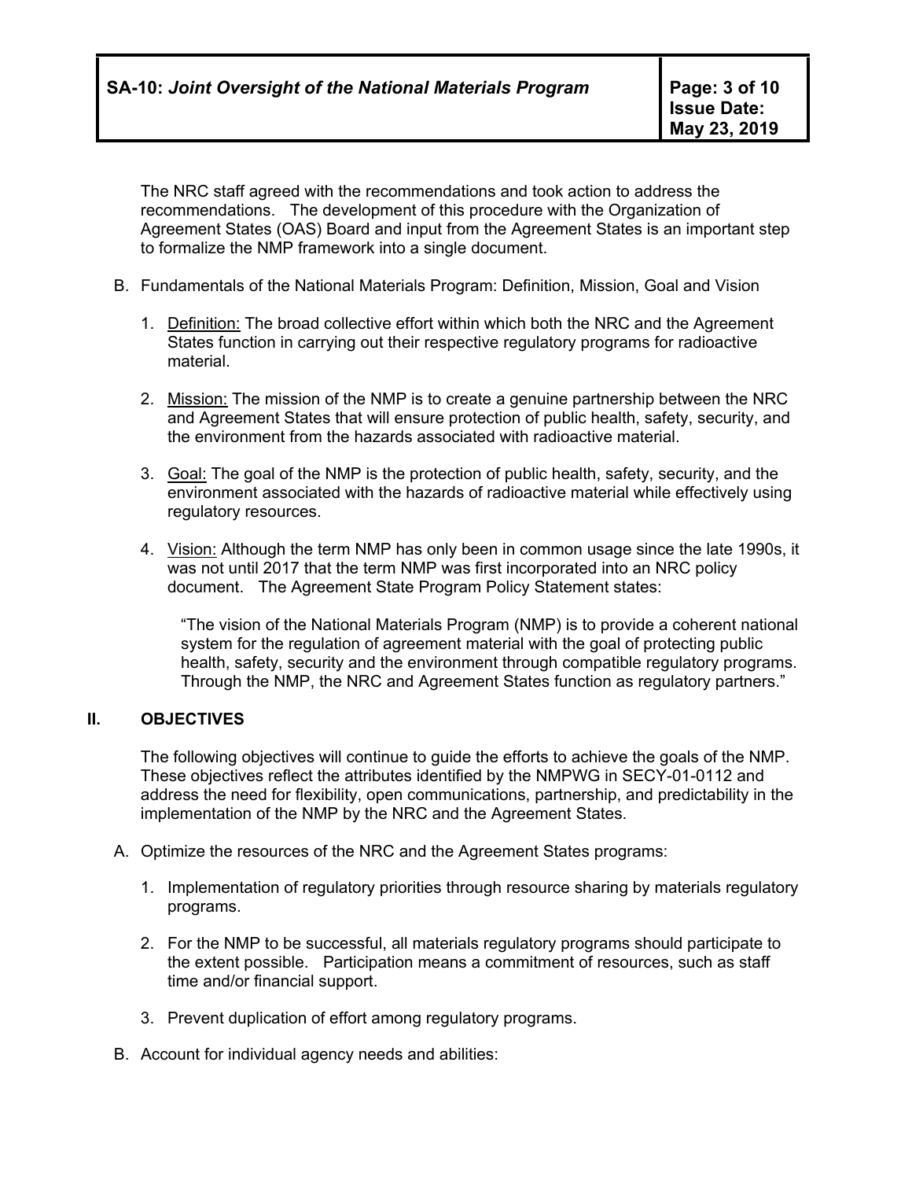The NRC staff agreed with the recommendations and took action to address the recommendations. The development of this procedure with the Organization of Agreement States (OAS) Board and input from the Agreement States is an important step to formalize the NMP framework into a single document.

B. Fundamentals of the National Materials Program: Definition, Mission, Goal and Vision

1. Definition: The broad collective effort within which both the NRC and the Agreement States function in carrying out their respective regulatory programs for radioactive material.

2. Mission: The mission of the NMP is to create a genuine partnership between the NRC and Agreement States that will ensure protection of public health, safety, security, and the environment from the hazards associated with radioactive material.

3. Goal: The goal of the NMP is the protection of public health, safety, security, and the environment associated with the hazards of radioactive material while effectively using regulatory resources.

4. Vision: Although the term NMP has only been in common usage since the late 1990s, it was not until 2017 that the term NMP was first incorporated into an NRC policy document. The Agreement State Program Policy Statement states:

   > "The vision of the National Materials Program (NMP) is to provide a coherent national system for the regulation of agreement material with the goal of protecting public health, safety, security and the environment through compatible regulatory programs. Through the NMP, the NRC and Agreement States function as regulatory partners."

## II. OBJECTIVES

The following objectives will continue to guide the efforts to achieve the goals of the NMP. These objectives reflect the attributes identified by the NMPWG in SECY-01-0112 and address the need for flexibility, open communications, partnership, and predictability in the implementation of the NMP by the NRC and the Agreement States.

A. Optimize the resources of the NRC and the Agreement States programs:

1. Implementation of regulatory priorities through resource sharing by materials regulatory programs.

2. For the NMP to be successful, all materials regulatory programs should participate to the extent possible. Participation means a commitment of resources, such as staff time and/or financial support.

3. Prevent duplication of effort among regulatory programs.

B. Account for individual agency needs and abilities: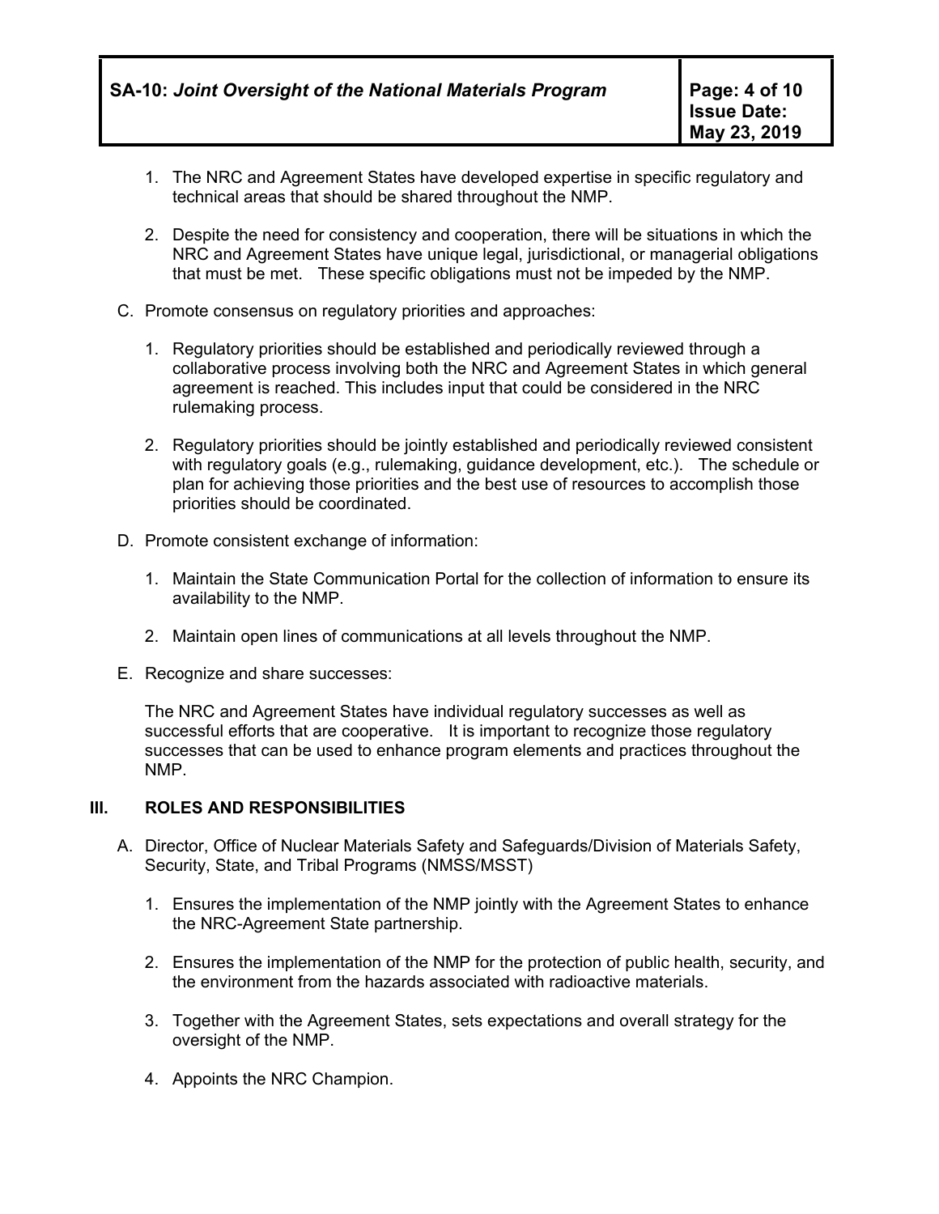1. The NRC and Agreement States have developed expertise in specific regulatory and technical areas that should be shared throughout the NMP.

2. Despite the need for consistency and cooperation, there will be situations in which the NRC and Agreement States have unique legal, jurisdictional, or managerial obligations that must be met. These specific obligations must not be impeded by the NMP.

C. Promote consensus on regulatory priorities and approaches:

1. Regulatory priorities should be established and periodically reviewed through a collaborative process involving both the NRC and Agreement States in which general agreement is reached. This includes input that could be considered in the NRC rulemaking process.

2. Regulatory priorities should be jointly established and periodically reviewed consistent with regulatory goals (e.g., rulemaking, guidance development, etc.). The schedule or plan for achieving those priorities and the best use of resources to accomplish those priorities should be coordinated.

D. Promote consistent exchange of information:

1. Maintain the State Communication Portal for the collection of information to ensure its availability to the NMP.

2. Maintain open lines of communications at all levels throughout the NMP.

E. Recognize and share successes:

The NRC and Agreement States have individual regulatory successes as well as successful efforts that are cooperative. It is important to recognize those regulatory successes that can be used to enhance program elements and practices throughout the NMP.

## III. ROLES AND RESPONSIBILITIES

A. Director, Office of Nuclear Materials Safety and Safeguards/Division of Materials Safety, Security, State, and Tribal Programs (NMSS/MSST)

1. Ensures the implementation of the NMP jointly with the Agreement States to enhance the NRC-Agreement State partnership.

2. Ensures the implementation of the NMP for the protection of public health, security, and the environment from the hazards associated with radioactive materials.

3. Together with the Agreement States, sets expectations and overall strategy for the oversight of the NMP.

4. Appoints the NRC Champion.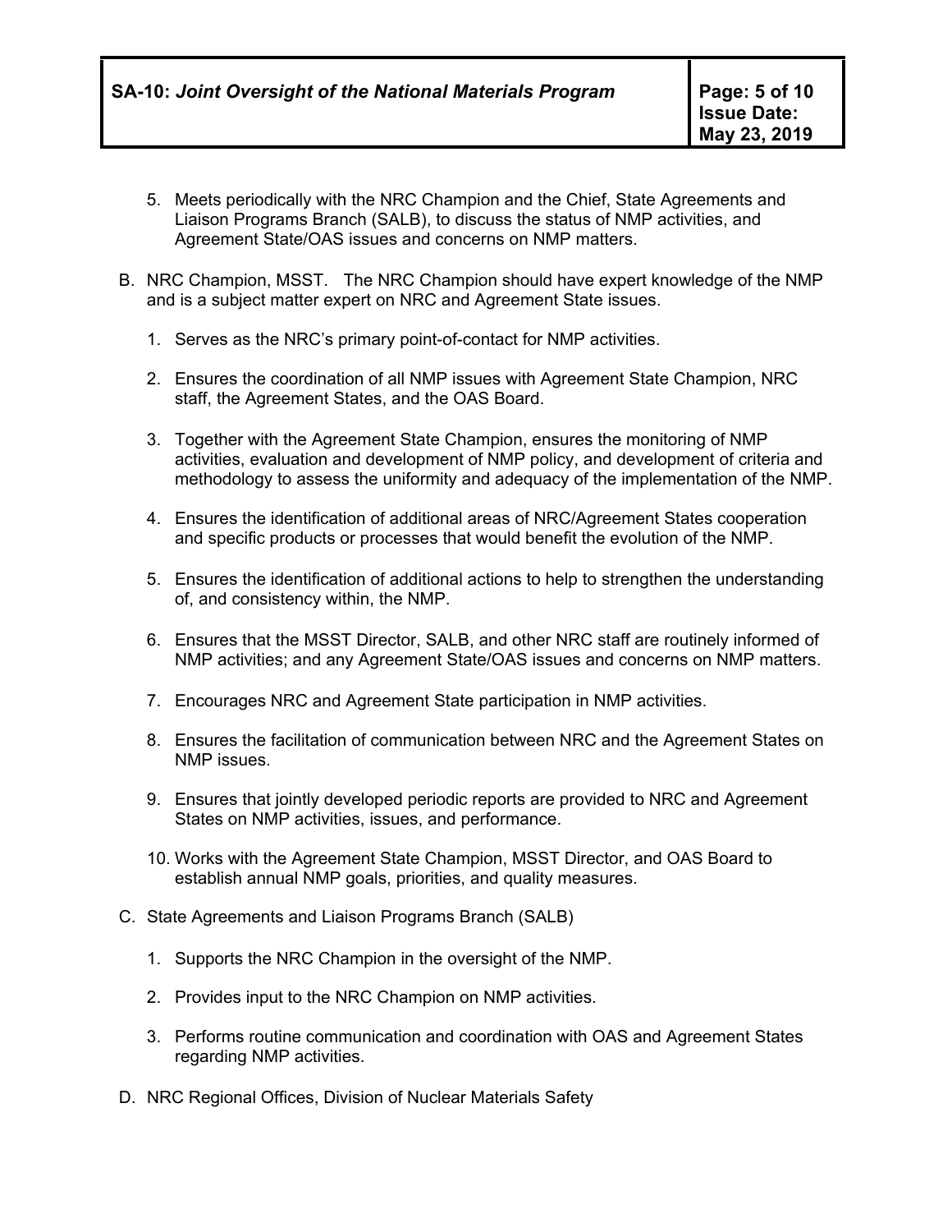5. Meets periodically with the NRC Champion and the Chief, State Agreements and Liaison Programs Branch (SALB), to discuss the status of NMP activities, and Agreement State/OAS issues and concerns on NMP matters.

B. NRC Champion, MSST. The NRC Champion should have expert knowledge of the NMP and is a subject matter expert on NRC and Agreement State issues.

1. Serves as the NRC's primary point-of-contact for NMP activities.
2. Ensures the coordination of all NMP issues with Agreement State Champion, NRC staff, the Agreement States, and the OAS Board.
3. Together with the Agreement State Champion, ensures the monitoring of NMP activities, evaluation and development of NMP policy, and development of criteria and methodology to assess the uniformity and adequacy of the implementation of the NMP.
4. Ensures the identification of additional areas of NRC/Agreement States cooperation and specific products or processes that would benefit the evolution of the NMP.
5. Ensures the identification of additional actions to help to strengthen the understanding of, and consistency within, the NMP.
6. Ensures that the MSST Director, SALB, and other NRC staff are routinely informed of NMP activities; and any Agreement State/OAS issues and concerns on NMP matters.
7. Encourages NRC and Agreement State participation in NMP activities.
8. Ensures the facilitation of communication between NRC and the Agreement States on NMP issues.
9. Ensures that jointly developed periodic reports are provided to NRC and Agreement States on NMP activities, issues, and performance.
10. Works with the Agreement State Champion, MSST Director, and OAS Board to establish annual NMP goals, priorities, and quality measures.

C. State Agreements and Liaison Programs Branch (SALB)

1. Supports the NRC Champion in the oversight of the NMP.
2. Provides input to the NRC Champion on NMP activities.
3. Performs routine communication and coordination with OAS and Agreement States regarding NMP activities.

D. NRC Regional Offices, Division of Nuclear Materials Safety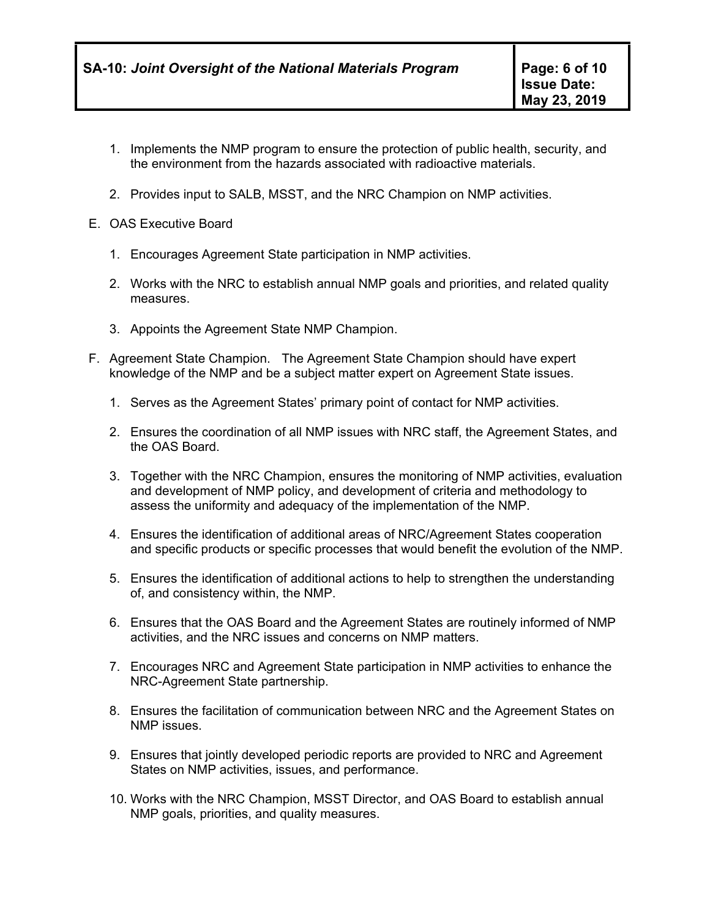1. Implements the NMP program to ensure the protection of public health, security, and the environment from the hazards associated with radioactive materials.

2. Provides input to SALB, MSST, and the NRC Champion on NMP activities.

E. OAS Executive Board

1. Encourages Agreement State participation in NMP activities.

2. Works with the NRC to establish annual NMP goals and priorities, and related quality measures.

3. Appoints the Agreement State NMP Champion.

F. Agreement State Champion. The Agreement State Champion should have expert knowledge of the NMP and be a subject matter expert on Agreement State issues.

1. Serves as the Agreement States' primary point of contact for NMP activities.

2. Ensures the coordination of all NMP issues with NRC staff, the Agreement States, and the OAS Board.

3. Together with the NRC Champion, ensures the monitoring of NMP activities, evaluation and development of NMP policy, and development of criteria and methodology to assess the uniformity and adequacy of the implementation of the NMP.

4. Ensures the identification of additional areas of NRC/Agreement States cooperation and specific products or specific processes that would benefit the evolution of the NMP.

5. Ensures the identification of additional actions to help to strengthen the understanding of, and consistency within, the NMP.

6. Ensures that the OAS Board and the Agreement States are routinely informed of NMP activities, and the NRC issues and concerns on NMP matters.

7. Encourages NRC and Agreement State participation in NMP activities to enhance the NRC-Agreement State partnership.

8. Ensures the facilitation of communication between NRC and the Agreement States on NMP issues.

9. Ensures that jointly developed periodic reports are provided to NRC and Agreement States on NMP activities, issues, and performance.

10. Works with the NRC Champion, MSST Director, and OAS Board to establish annual NMP goals, priorities, and quality measures.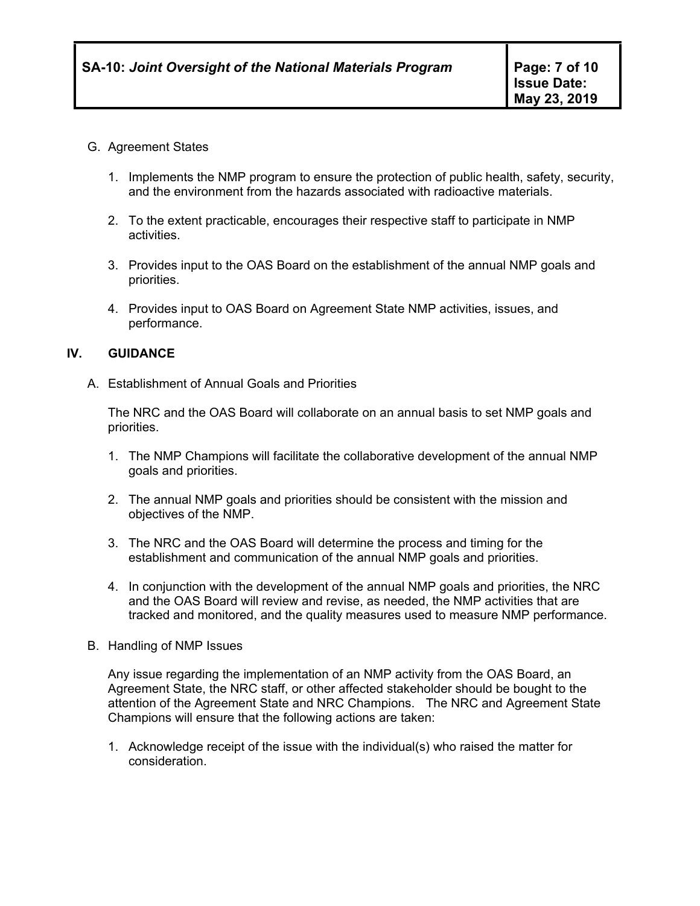G. Agreement States

1. Implements the NMP program to ensure the protection of public health, safety, security, and the environment from the hazards associated with radioactive materials.

2. To the extent practicable, encourages their respective staff to participate in NMP activities.

3. Provides input to the OAS Board on the establishment of the annual NMP goals and priorities.

4. Provides input to OAS Board on Agreement State NMP activities, issues, and performance.

## IV. GUIDANCE

A. Establishment of Annual Goals and Priorities

The NRC and the OAS Board will collaborate on an annual basis to set NMP goals and priorities.

1. The NMP Champions will facilitate the collaborative development of the annual NMP goals and priorities.

2. The annual NMP goals and priorities should be consistent with the mission and objectives of the NMP.

3. The NRC and the OAS Board will determine the process and timing for the establishment and communication of the annual NMP goals and priorities.

4. In conjunction with the development of the annual NMP goals and priorities, the NRC and the OAS Board will review and revise, as needed, the NMP activities that are tracked and monitored, and the quality measures used to measure NMP performance.

B. Handling of NMP Issues

Any issue regarding the implementation of an NMP activity from the OAS Board, an Agreement State, the NRC staff, or other affected stakeholder should be bought to the attention of the Agreement State and NRC Champions. The NRC and Agreement State Champions will ensure that the following actions are taken:

1. Acknowledge receipt of the issue with the individual(s) who raised the matter for consideration.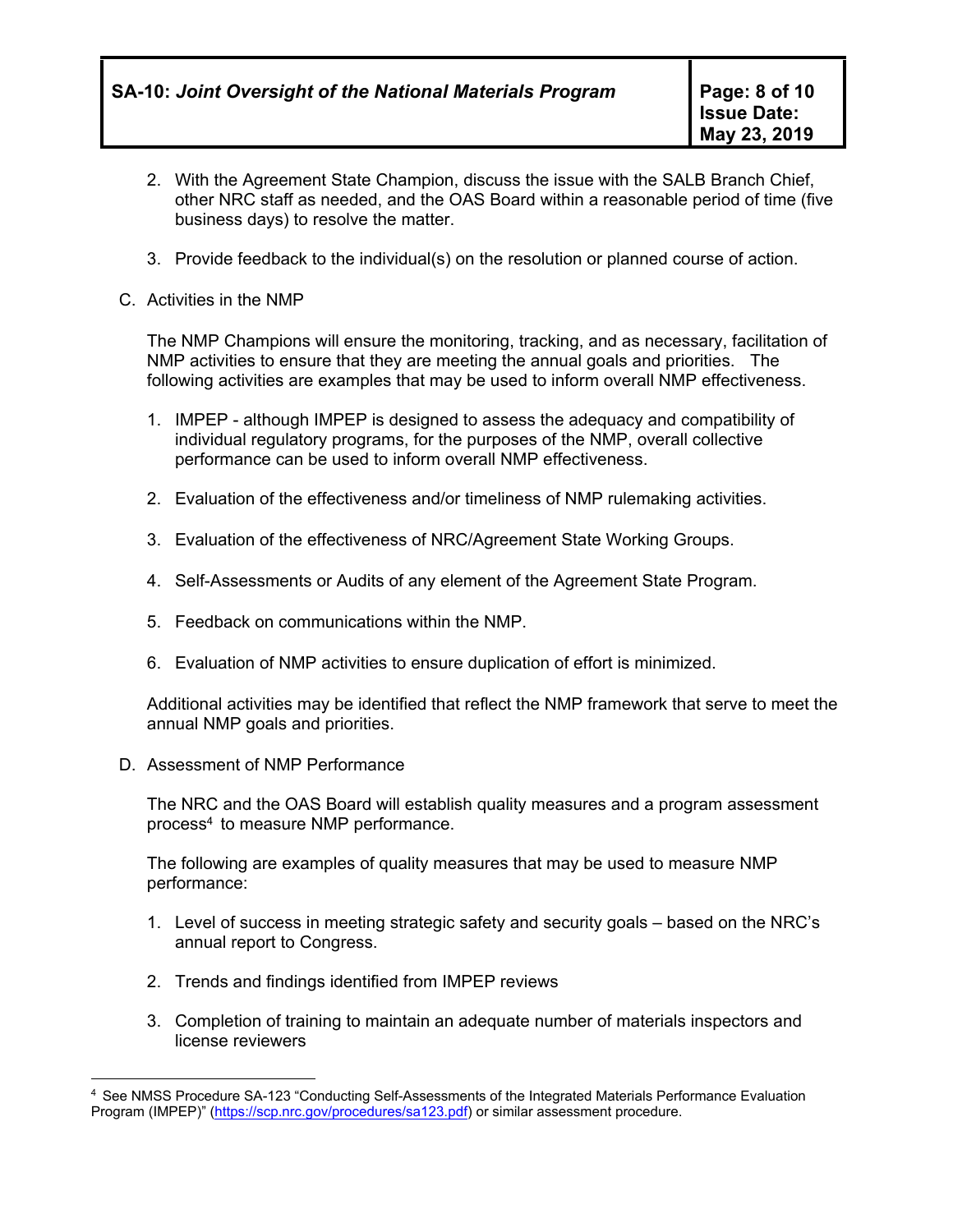2. With the Agreement State Champion, discuss the issue with the SALB Branch Chief, other NRC staff as needed, and the OAS Board within a reasonable period of time (five business days) to resolve the matter.

3. Provide feedback to the individual(s) on the resolution or planned course of action.

C. Activities in the NMP

The NMP Champions will ensure the monitoring, tracking, and as necessary, facilitation of NMP activities to ensure that they are meeting the annual goals and priorities. The following activities are examples that may be used to inform overall NMP effectiveness.

1. IMPEP - although IMPEP is designed to assess the adequacy and compatibility of individual regulatory programs, for the purposes of the NMP, overall collective performance can be used to inform overall NMP effectiveness.

2. Evaluation of the effectiveness and/or timeliness of NMP rulemaking activities.

3. Evaluation of the effectiveness of NRC/Agreement State Working Groups.

4. Self-Assessments or Audits of any element of the Agreement State Program.

5. Feedback on communications within the NMP.

6. Evaluation of NMP activities to ensure duplication of effort is minimized.

Additional activities may be identified that reflect the NMP framework that serve to meet the annual NMP goals and priorities.

D. Assessment of NMP Performance

The NRC and the OAS Board will establish quality measures and a program assessment process[4] to measure NMP performance.

The following are examples of quality measures that may be used to measure NMP performance:

1. Level of success in meeting strategic safety and security goals – based on the NRC's annual report to Congress.

2. Trends and findings identified from IMPEP reviews

3. Completion of training to maintain an adequate number of materials inspectors and license reviewers

---

[4] See NMSS Procedure SA-123 "Conducting Self-Assessments of the Integrated Materials Performance Evaluation Program (IMPEP)" (https://scp.nrc.gov/procedures/sa123.pdf) or similar assessment procedure.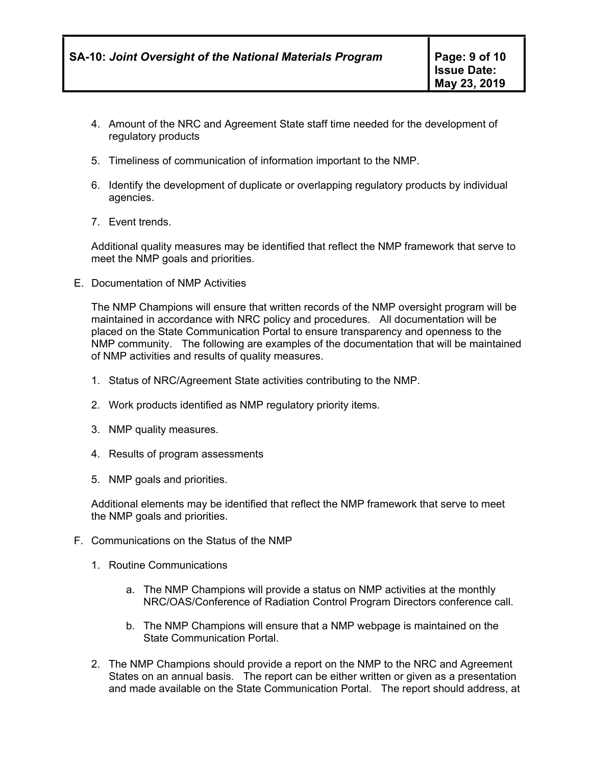4. Amount of the NRC and Agreement State staff time needed for the development of regulatory products

5. Timeliness of communication of information important to the NMP.

6. Identify the development of duplicate or overlapping regulatory products by individual agencies.

7. Event trends.

Additional quality measures may be identified that reflect the NMP framework that serve to meet the NMP goals and priorities.

E. Documentation of NMP Activities

The NMP Champions will ensure that written records of the NMP oversight program will be maintained in accordance with NRC policy and procedures. All documentation will be placed on the State Communication Portal to ensure transparency and openness to the NMP community. The following are examples of the documentation that will be maintained of NMP activities and results of quality measures.

1. Status of NRC/Agreement State activities contributing to the NMP.

2. Work products identified as NMP regulatory priority items.

3. NMP quality measures.

4. Results of program assessments

5. NMP goals and priorities.

Additional elements may be identified that reflect the NMP framework that serve to meet the NMP goals and priorities.

F. Communications on the Status of the NMP

1. Routine Communications

   a. The NMP Champions will provide a status on NMP activities at the monthly NRC/OAS/Conference of Radiation Control Program Directors conference call.

   b. The NMP Champions will ensure that a NMP webpage is maintained on the State Communication Portal.

2. The NMP Champions should provide a report on the NMP to the NRC and Agreement States on an annual basis. The report can be either written or given as a presentation and made available on the State Communication Portal. The report should address, at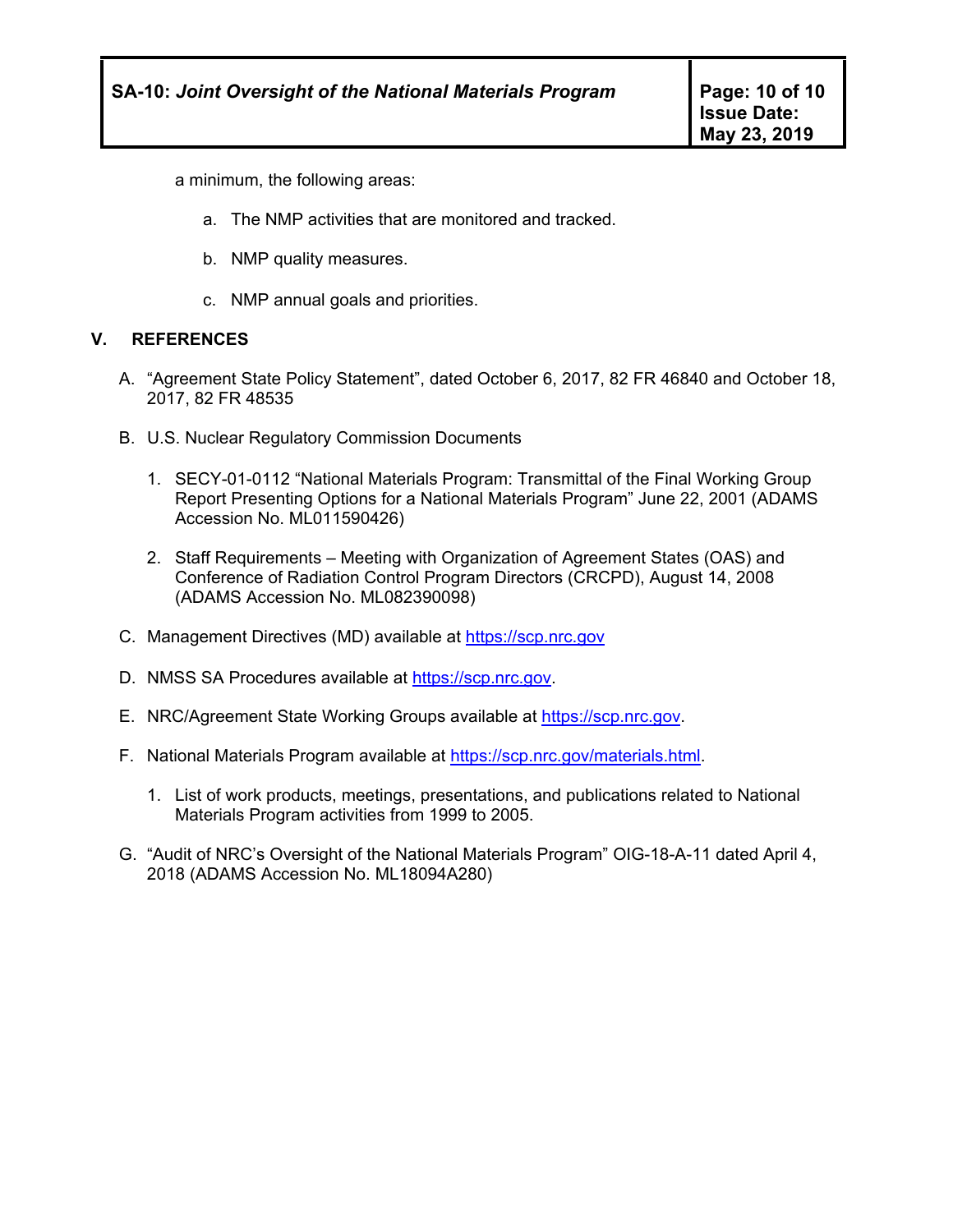a minimum, the following areas:

a. The NMP activities that are monitored and tracked.

b. NMP quality measures.

c. NMP annual goals and priorities.

## V. REFERENCES

A. “Agreement State Policy Statement”, dated October 6, 2017, 82 FR 46840 and October 18, 2017, 82 FR 48535

B. U.S. Nuclear Regulatory Commission Documents

1. SECY-01-0112 “National Materials Program: Transmittal of the Final Working Group Report Presenting Options for a National Materials Program” June 22, 2001 (ADAMS Accession No. ML011590426)

2. Staff Requirements – Meeting with Organization of Agreement States (OAS) and Conference of Radiation Control Program Directors (CRCPD), August 14, 2008 (ADAMS Accession No. ML082390098)

C. Management Directives (MD) available at https://scp.nrc.gov

D. NMSS SA Procedures available at https://scp.nrc.gov.

E. NRC/Agreement State Working Groups available at https://scp.nrc.gov.

F. National Materials Program available at https://scp.nrc.gov/materials.html.

1. List of work products, meetings, presentations, and publications related to National Materials Program activities from 1999 to 2005.

G. “Audit of NRC’s Oversight of the National Materials Program” OIG-18-A-11 dated April 4, 2018 (ADAMS Accession No. ML18094A280)